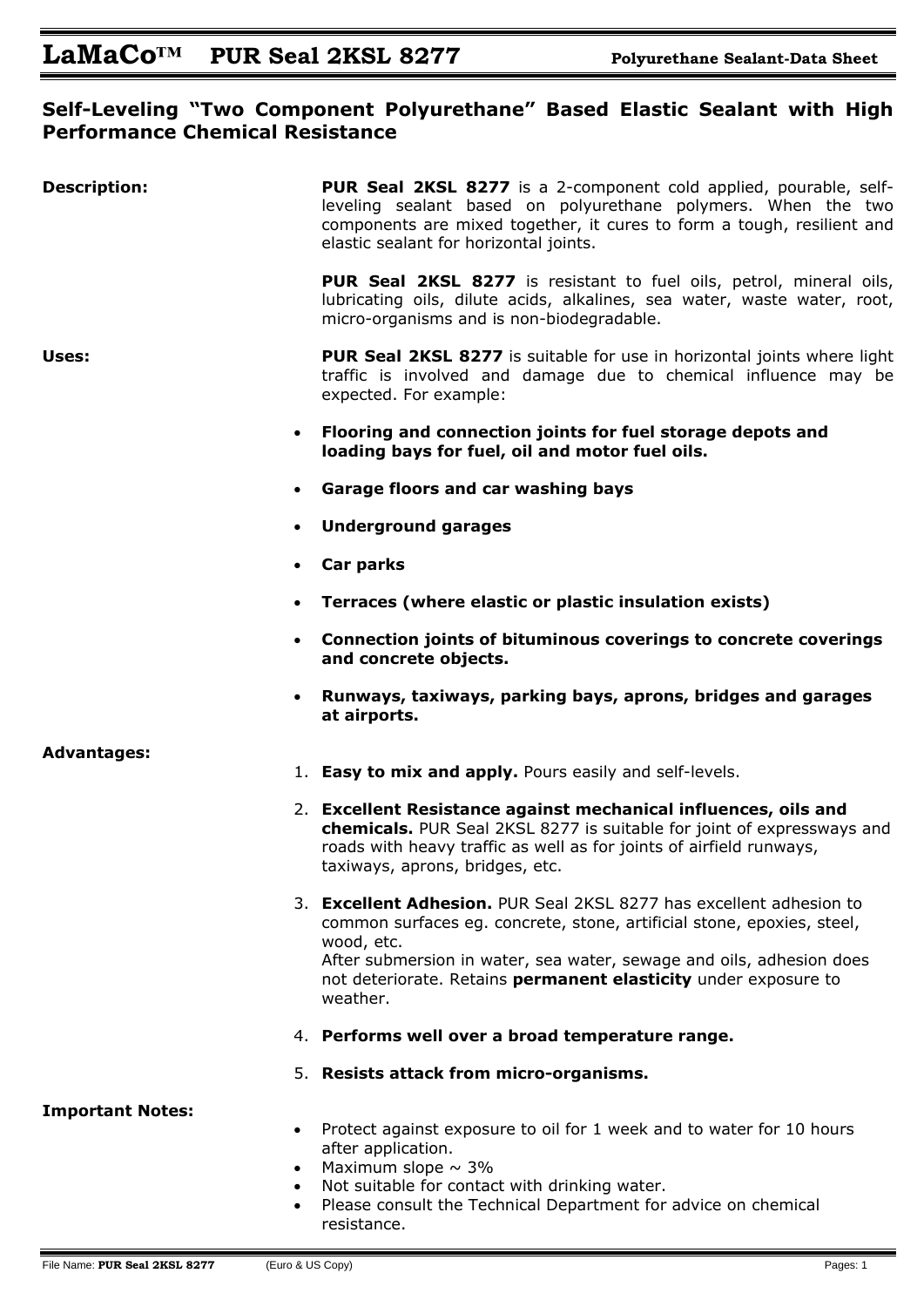# LaMaCo™ PUR Seal 2KSL 8277

**Polyurethane Sealant-Data Sheet**

## Self-Leveling "Two Component Polyurethane" Based Elastic Sealant with High Performance Chemical Resistance

**Description:**

**PUR Seal 2KSL 8277** is a 2-component cold applied, pourable, self-leveling sealant based on polyurethane polymers. When the two components are mixed together, it cures to form a tough, resilient and elastic sealant for horizontal joints.

**PUR Seal 2KSL 8277** is resistant to fuel oils, petrol, mineral oils, lubricating oils, dilute acids, alkalines, sea water, waste water, root, micro-organisms and is non-biodegradable.

**Uses:**

**PUR Seal 2KSL 8277** is suitable for use in horizontal joints where light traffic is involved and damage due to chemical influence may be expected. For example:

- **Flooring and connection joints for fuel storage depots and loading bays for fuel, oil and motor fuel oils.**
- **Garage floors and car washing bays**
- **Underground garages**
- **Car parks**
- **Terraces (where elastic or plastic insulation exists)**
- **Connection joints of bituminous coverings to concrete coverings and concrete objects.**
- **Runways, taxiways, parking bays, aprons, bridges and garages at airports.**

**Advantages:**

1. **Easy to mix and apply.** Pours easily and self-levels.
2. **Excellent Resistance against mechanical influences, oils and chemicals.** PUR Seal 2KSL 8277 is suitable for joint of expressways and roads with heavy traffic as well as for joints of airfield runways, taxiways, aprons, bridges, etc.
3. **Excellent Adhesion.** PUR Seal 2KSL 8277 has excellent adhesion to common surfaces eg. concrete, stone, artificial stone, epoxies, steel, wood, etc.
   After submersion in water, sea water, sewage and oils, adhesion does not deteriorate. Retains **permanent elasticity** under exposure to weather.
4. **Performs well over a broad temperature range.**
5. **Resists attack from micro-organisms.**

**Important Notes:**

- Protect against exposure to oil for 1 week and to water for 10 hours after application.
- Maximum slope ~ 3%
- Not suitable for contact with drinking water.
- Please consult the Technical Department for advice on chemical resistance.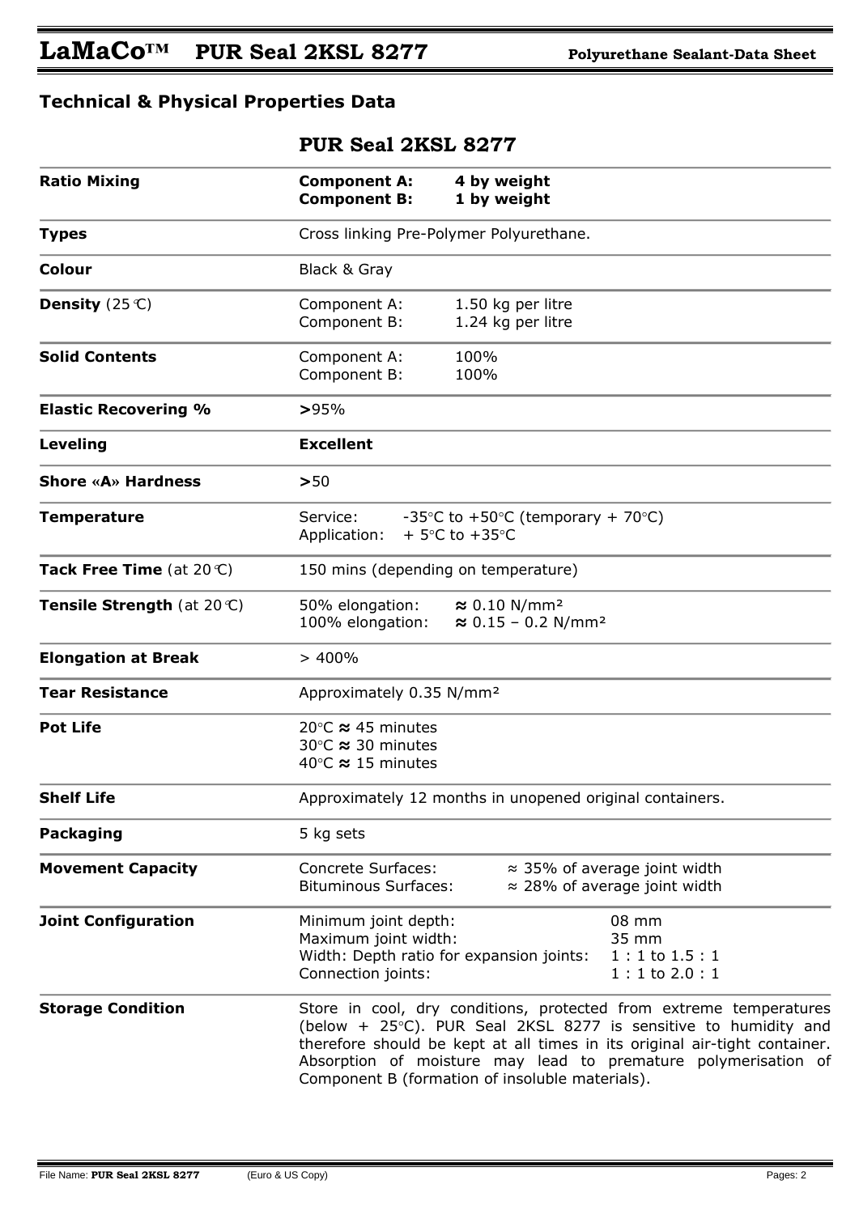## Technical & Physical Properties Data

| | PUR Seal 2KSL 8277 |
|---|---|
| **Ratio Mixing** | **Component A: 4 by weight**<br>**Component B: 1 by weight** |
| **Types** | Cross linking Pre-Polymer Polyurethane. |
| **Colour** | Black & Gray |
| **Density** (25°C) | Component A: 1.50 kg per litre<br>Component B: 1.24 kg per litre |
| **Solid Contents** | Component A: 100%<br>Component B: 100% |
| **Elastic Recovering %** | **>**95% |
| **Leveling** | **Excellent** |
| **Shore «A» Hardness** | **>**50 |
| **Temperature** | Service: -35°C to +50°C (temporary + 70°C)<br>Application: + 5°C to +35°C |
| **Tack Free Time** (at 20°C) | 150 mins (depending on temperature) |
| **Tensile Strength** (at 20°C) | 50% elongation: ≈ 0.10 N/mm²<br>100% elongation: ≈ 0.15 – 0.2 N/mm² |
| **Elongation at Break** | > 400% |
| **Tear Resistance** | Approximately 0.35 N/mm² |
| **Pot Life** | 20°C ≈ 45 minutes<br>30°C ≈ 30 minutes<br>40°C ≈ 15 minutes |
| **Shelf Life** | Approximately 12 months in unopened original containers. |
| **Packaging** | 5 kg sets |
| **Movement Capacity** | Concrete Surfaces: ≈ 35% of average joint width<br>Bituminous Surfaces: ≈ 28% of average joint width |
| **Joint Configuration** | Minimum joint depth: 08 mm<br>Maximum joint width: 35 mm<br>Width: Depth ratio for expansion joints: 1 : 1 to 1.5 : 1<br>Connection joints: 1 : 1 to 2.0 : 1 |
| **Storage Condition** | Store in cool, dry conditions, protected from extreme temperatures (below + 25°C). PUR Seal 2KSL 8277 is sensitive to humidity and therefore should be kept at all times in its original air-tight container. Absorption of moisture may lead to premature polymerisation of Component B (formation of insoluble materials). |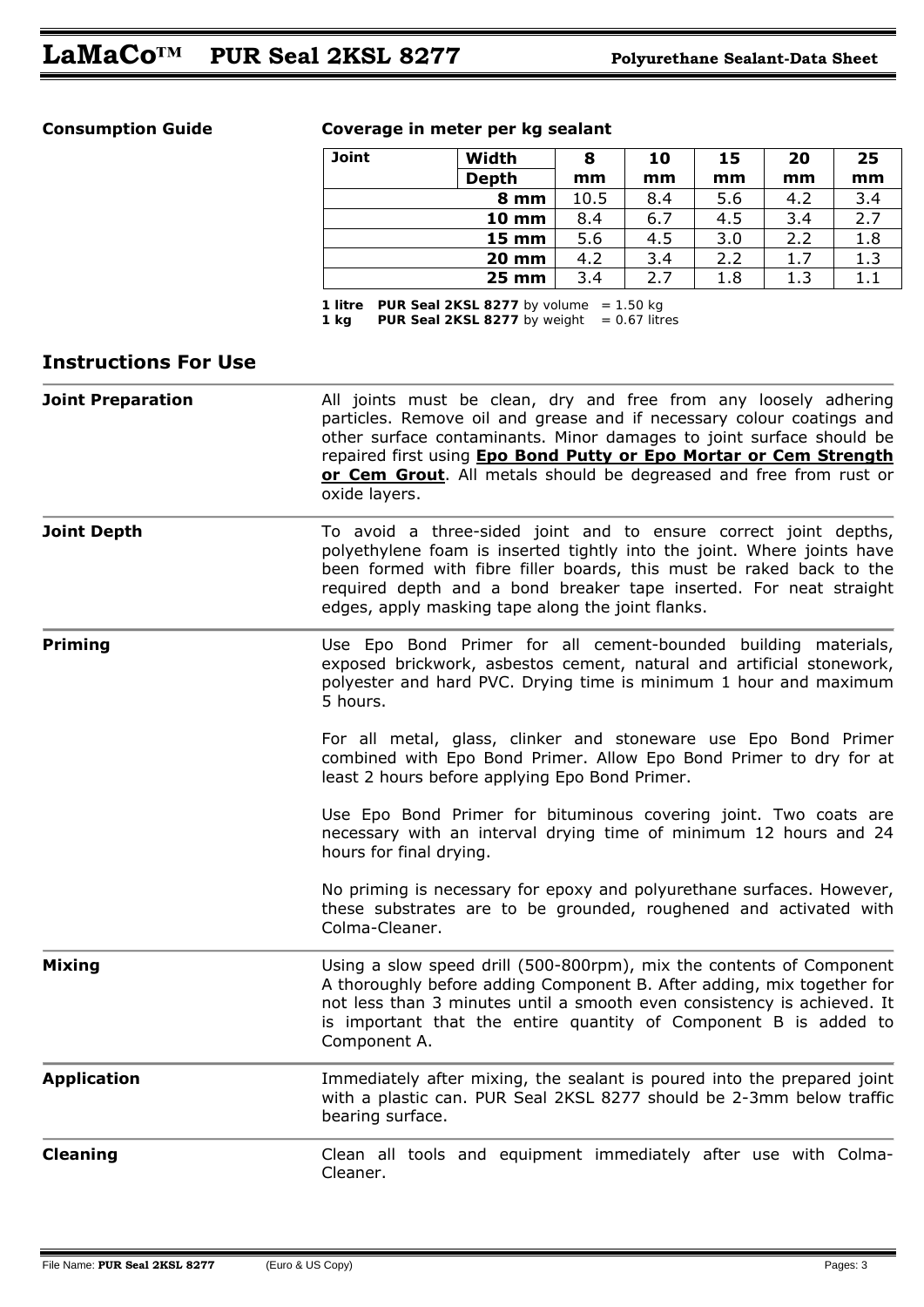**Consumption Guide**

**Coverage in meter per kg sealant**

| Joint | Width | 8 mm | 10 mm | 15 mm | 20 mm | 25 mm |
|---|---|---|---|---|---|---|
| | **Depth** | | | | | |
| | **8 mm** | 10.5 | 8.4 | 5.6 | 4.2 | 3.4 |
| | **10 mm** | 8.4 | 6.7 | 4.5 | 3.4 | 2.7 |
| | **15 mm** | 5.6 | 4.5 | 3.0 | 2.2 | 1.8 |
| | **20 mm** | 4.2 | 3.4 | 2.2 | 1.7 | 1.3 |
| | **25 mm** | 3.4 | 2.7 | 1.8 | 1.3 | 1.1 |

**1 litre** **PUR Seal 2KSL 8277** by volume = 1.50 kg
**1 kg** **PUR Seal 2KSL 8277** by weight = 0.67 litres

## Instructions For Use

**Joint Preparation**

All joints must be clean, dry and free from any loosely adhering particles. Remove oil and grease and if necessary colour coatings and other surface contaminants. Minor damages to joint surface should be repaired first using **Epo Bond Putty or Epo Mortar or Cem Strength or Cem Grout**. All metals should be degreased and free from rust or oxide layers.

**Joint Depth**

To avoid a three-sided joint and to ensure correct joint depths, polyethylene foam is inserted tightly into the joint. Where joints have been formed with fibre filler boards, this must be raked back to the required depth and a bond breaker tape inserted. For neat straight edges, apply masking tape along the joint flanks.

**Priming**

Use Epo Bond Primer for all cement-bounded building materials, exposed brickwork, asbestos cement, natural and artificial stonework, polyester and hard PVC. Drying time is minimum 1 hour and maximum 5 hours.

For all metal, glass, clinker and stoneware use Epo Bond Primer combined with Epo Bond Primer. Allow Epo Bond Primer to dry for at least 2 hours before applying Epo Bond Primer.

Use Epo Bond Primer for bituminous covering joint. Two coats are necessary with an interval drying time of minimum 12 hours and 24 hours for final drying.

No priming is necessary for epoxy and polyurethane surfaces. However, these substrates are to be grounded, roughened and activated with Colma-Cleaner.

**Mixing**

Using a slow speed drill (500-800rpm), mix the contents of Component A thoroughly before adding Component B. After adding, mix together for not less than 3 minutes until a smooth even consistency is achieved. It is important that the entire quantity of Component B is added to Component A.

**Application**

Immediately after mixing, the sealant is poured into the prepared joint with a plastic can. PUR Seal 2KSL 8277 should be 2-3mm below traffic bearing surface.

**Cleaning**

Clean all tools and equipment immediately after use with Colma-Cleaner.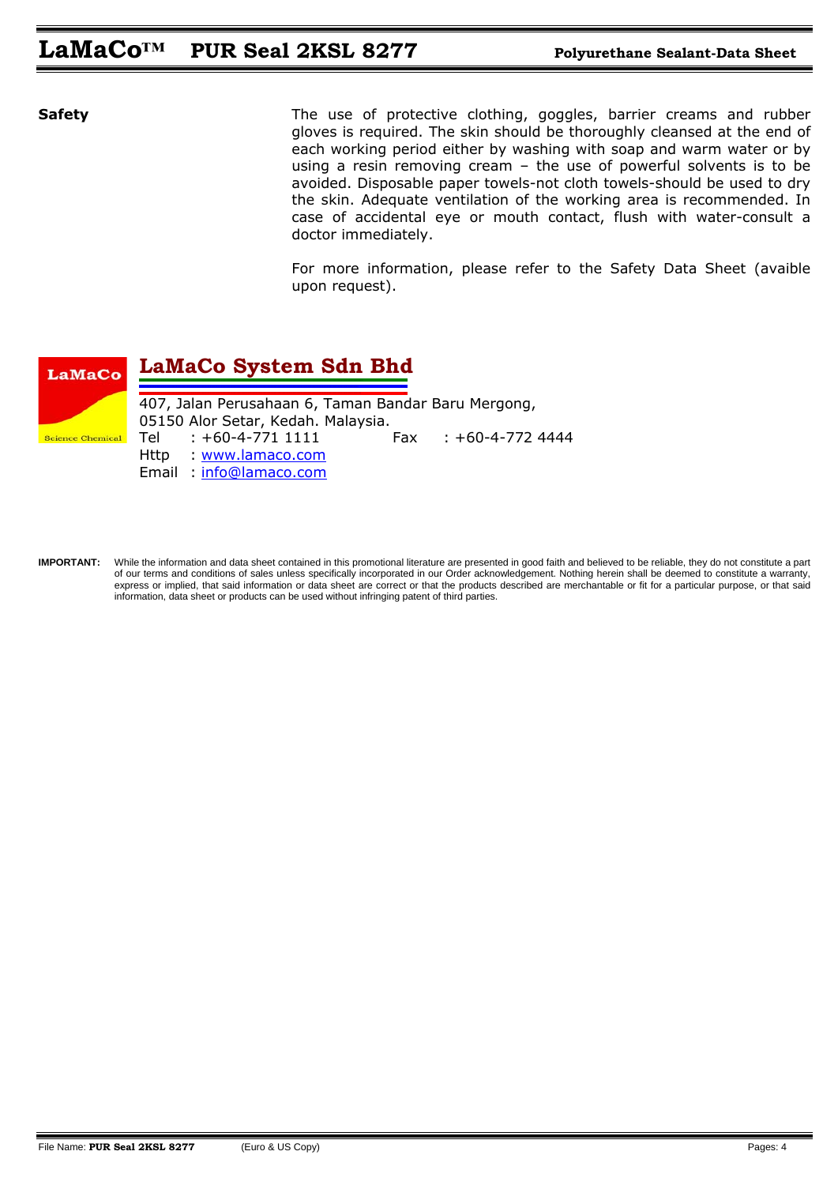**Safety**

The use of protective clothing, goggles, barrier creams and rubber gloves is required. The skin should be thoroughly cleansed at the end of each working period either by washing with soap and warm water or by using a resin removing cream – the use of powerful solvents is to be avoided. Disposable paper towels-not cloth towels-should be used to dry the skin. Adequate ventilation of the working area is recommended. In case of accidental eye or mouth contact, flush with water-consult a doctor immediately.

For more information, please refer to the Safety Data Sheet (avaible upon request).

LaMaCo
Science Chemical

## LaMaCo System Sdn Bhd

407, Jalan Perusahaan 6, Taman Bandar Baru Mergong,
05150 Alor Setar, Kedah. Malaysia.
Tel : +60-4-771 1111 Fax : +60-4-772 4444
Http : www.lamaco.com
Email : info@lamaco.com

**IMPORTANT:** While the information and data sheet contained in this promotional literature are presented in good faith and believed to be reliable, they do not constitute a part of our terms and conditions of sales unless specifically incorporated in our Order acknowledgement. Nothing herein shall be deemed to constitute a warranty, express or implied, that said information or data sheet are correct or that the products described are merchantable or fit for a particular purpose, or that said information, data sheet or products can be used without infringing patent of third parties.